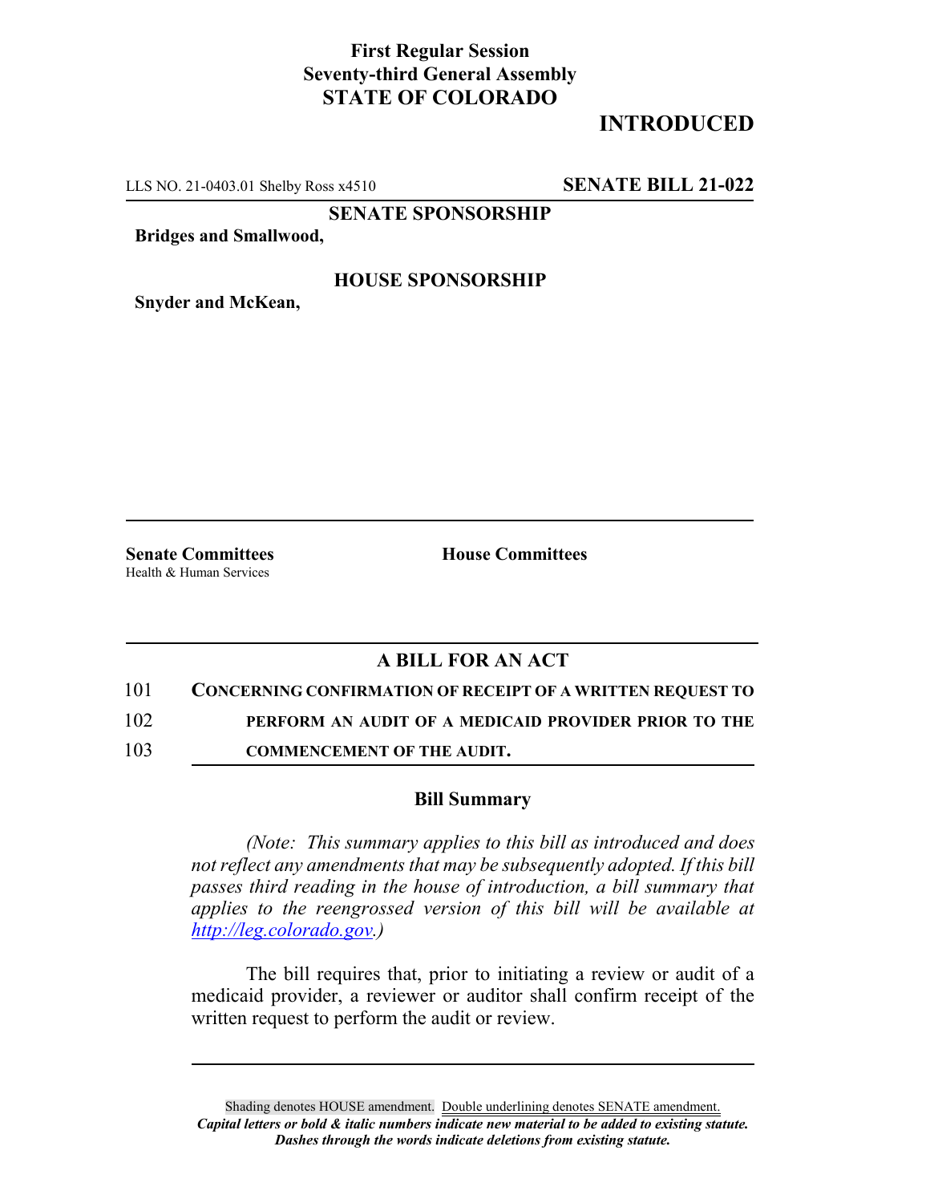**First Regular Session**
**Seventy-third General Assembly**
**STATE OF COLORADO**

# INTRODUCED

LLS NO. 21-0403.01 Shelby Ross x4510 **SENATE BILL 21-022**

**SENATE SPONSORSHIP**

**Bridges and Smallwood,**

**HOUSE SPONSORSHIP**

**Snyder and McKean,**

**Senate Committees**
Health & Human Services

**House Committees**

## A BILL FOR AN ACT

101 **CONCERNING CONFIRMATION OF RECEIPT OF A WRITTEN REQUEST TO**
102 **PERFORM AN AUDIT OF A MEDICAID PROVIDER PRIOR TO THE**
103 **COMMENCEMENT OF THE AUDIT.**

### Bill Summary

*(Note: This summary applies to this bill as introduced and does not reflect any amendments that may be subsequently adopted. If this bill passes third reading in the house of introduction, a bill summary that applies to the reengrossed version of this bill will be available at http://leg.colorado.gov.)*

The bill requires that, prior to initiating a review or audit of a medicaid provider, a reviewer or auditor shall confirm receipt of the written request to perform the audit or review.

Shading denotes HOUSE amendment. Double underlining denotes SENATE amendment.
***Capital letters or bold & italic numbers indicate new material to be added to existing statute.***
***Dashes through the words indicate deletions from existing statute.***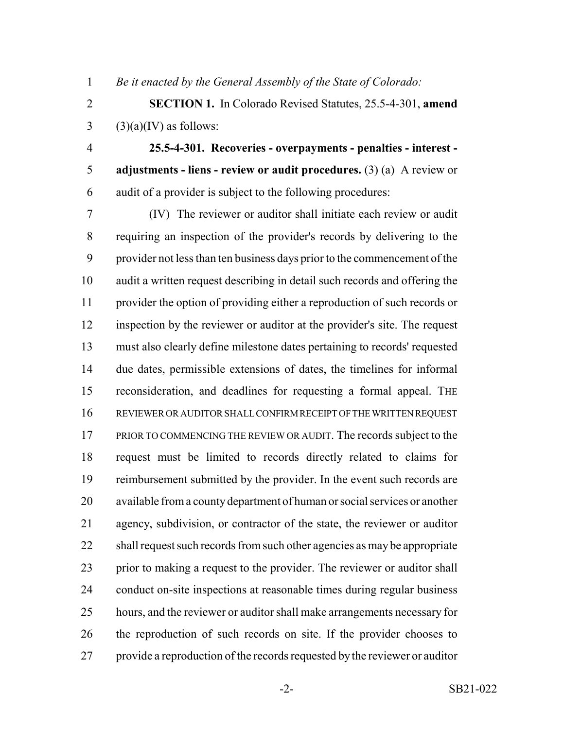*Be it enacted by the General Assembly of the State of Colorado:*

**SECTION 1.** In Colorado Revised Statutes, 25.5-4-301, **amend** (3)(a)(IV) as follows:

**25.5-4-301. Recoveries - overpayments - penalties - interest - adjustments - liens - review or audit procedures.** (3) (a) A review or audit of a provider is subject to the following procedures:

(IV) The reviewer or auditor shall initiate each review or audit requiring an inspection of the provider's records by delivering to the provider not less than ten business days prior to the commencement of the audit a written request describing in detail such records and offering the provider the option of providing either a reproduction of such records or inspection by the reviewer or auditor at the provider's site. The request must also clearly define milestone dates pertaining to records' requested due dates, permissible extensions of dates, the timelines for informal reconsideration, and deadlines for requesting a formal appeal. THE REVIEWER OR AUDITOR SHALL CONFIRM RECEIPT OF THE WRITTEN REQUEST PRIOR TO COMMENCING THE REVIEW OR AUDIT. The records subject to the request must be limited to records directly related to claims for reimbursement submitted by the provider. In the event such records are available from a county department of human or social services or another agency, subdivision, or contractor of the state, the reviewer or auditor shall request such records from such other agencies as may be appropriate prior to making a request to the provider. The reviewer or auditor shall conduct on-site inspections at reasonable times during regular business hours, and the reviewer or auditor shall make arrangements necessary for the reproduction of such records on site. If the provider chooses to provide a reproduction of the records requested by the reviewer or auditor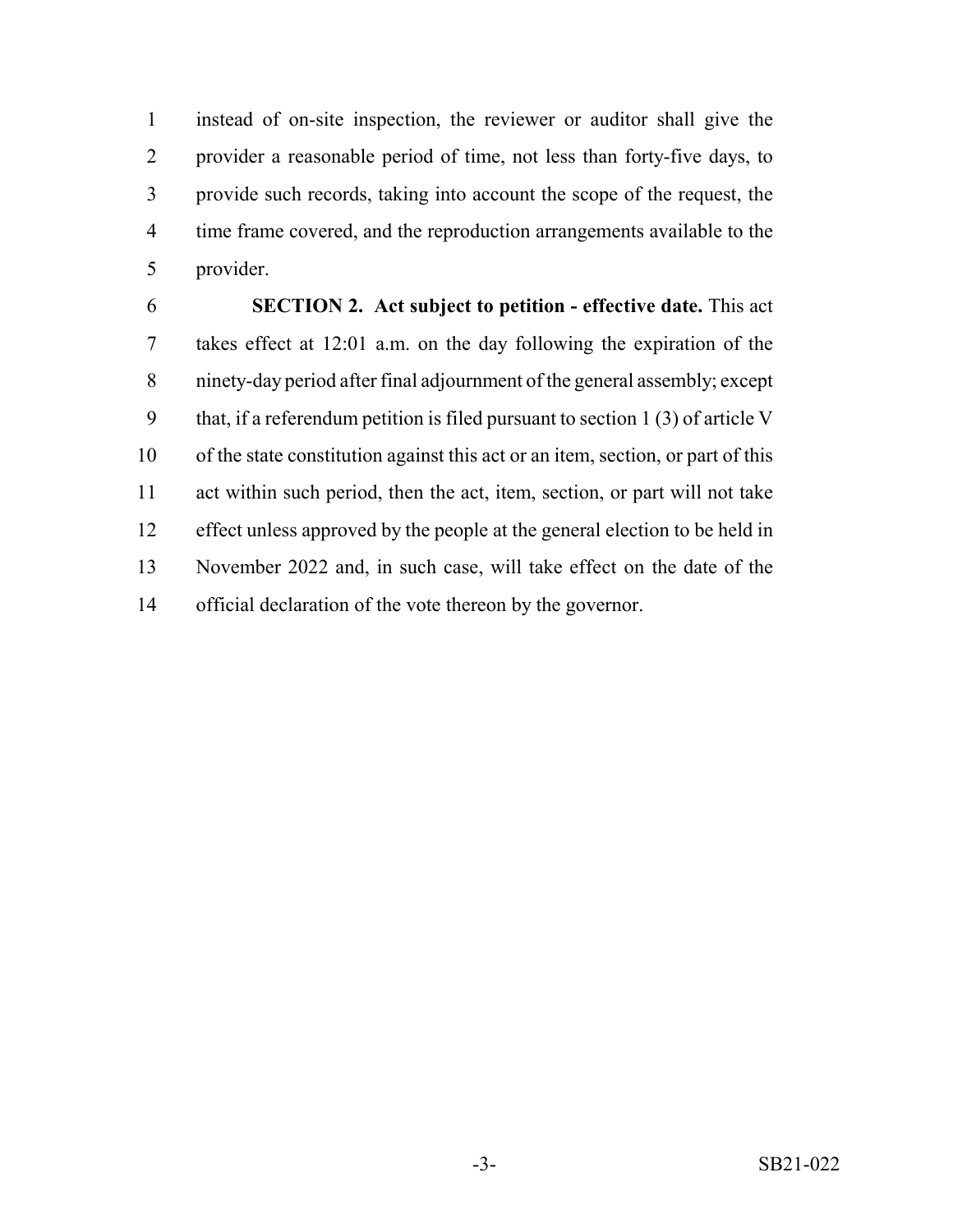instead of on-site inspection, the reviewer or auditor shall give the provider a reasonable period of time, not less than forty-five days, to provide such records, taking into account the scope of the request, the time frame covered, and the reproduction arrangements available to the provider.

**SECTION 2. Act subject to petition - effective date.** This act takes effect at 12:01 a.m. on the day following the expiration of the ninety-day period after final adjournment of the general assembly; except that, if a referendum petition is filed pursuant to section 1 (3) of article V of the state constitution against this act or an item, section, or part of this act within such period, then the act, item, section, or part will not take effect unless approved by the people at the general election to be held in November 2022 and, in such case, will take effect on the date of the official declaration of the vote thereon by the governor.